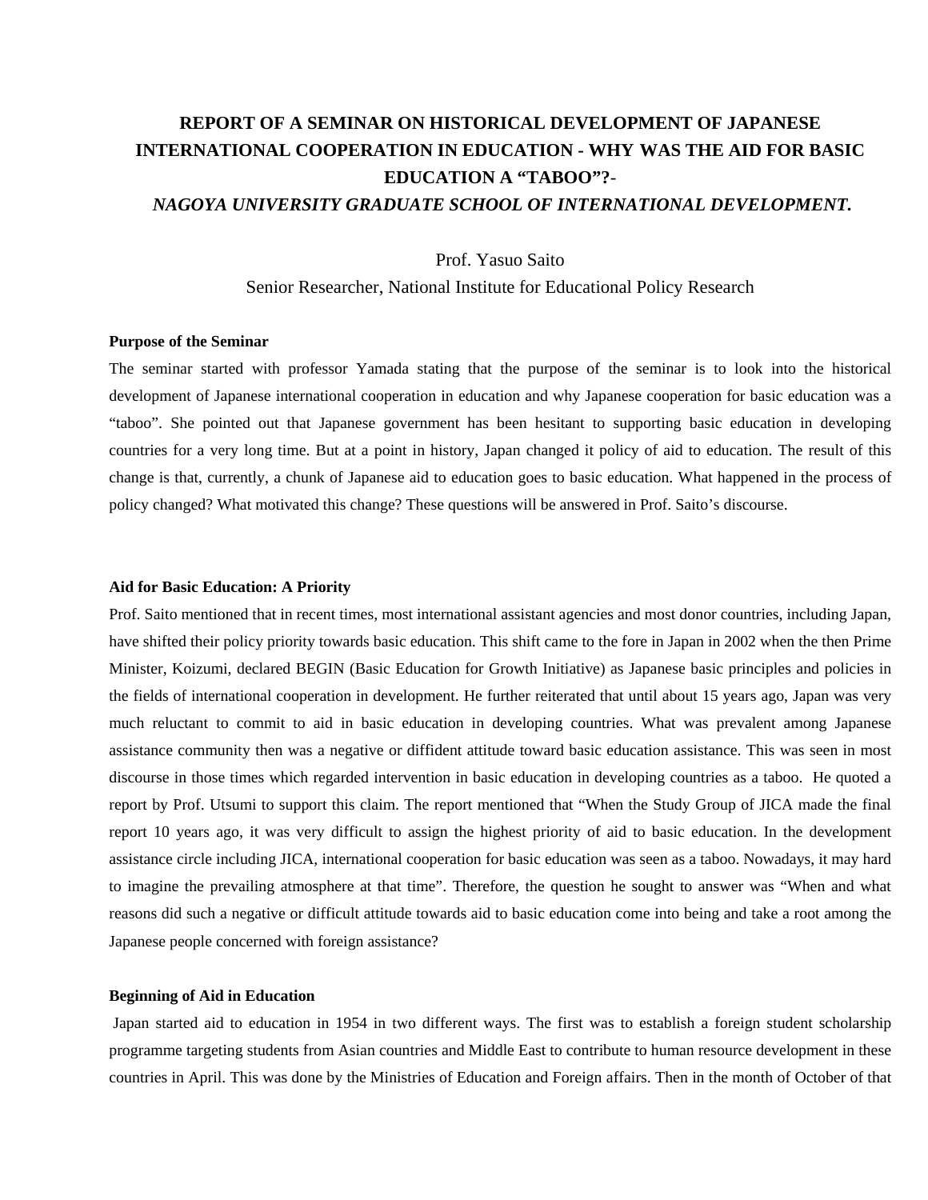# REPORT OF A SEMINAR ON HISTORICAL DEVELOPMENT OF JAPANESE INTERNATIONAL COOPERATION IN EDUCATION - WHY WAS THE AID FOR BASIC EDUCATION A "TABOO"?-

***NAGOYA UNIVERSITY GRADUATE SCHOOL OF INTERNATIONAL DEVELOPMENT.***

Prof. Yasuo Saito

Senior Researcher, National Institute for Educational Policy Research

**Purpose of the Seminar**

The seminar started with professor Yamada stating that the purpose of the seminar is to look into the historical development of Japanese international cooperation in education and why Japanese cooperation for basic education was a "taboo". She pointed out that Japanese government has been hesitant to supporting basic education in developing countries for a very long time. But at a point in history, Japan changed it policy of aid to education. The result of this change is that, currently, a chunk of Japanese aid to education goes to basic education. What happened in the process of policy changed? What motivated this change? These questions will be answered in Prof. Saito's discourse.

**Aid for Basic Education: A Priority**

Prof. Saito mentioned that in recent times, most international assistant agencies and most donor countries, including Japan, have shifted their policy priority towards basic education. This shift came to the fore in Japan in 2002 when the then Prime Minister, Koizumi, declared BEGIN (Basic Education for Growth Initiative) as Japanese basic principles and policies in the fields of international cooperation in development. He further reiterated that until about 15 years ago, Japan was very much reluctant to commit to aid in basic education in developing countries. What was prevalent among Japanese assistance community then was a negative or diffident attitude toward basic education assistance. This was seen in most discourse in those times which regarded intervention in basic education in developing countries as a taboo. He quoted a report by Prof. Utsumi to support this claim. The report mentioned that "When the Study Group of JICA made the final report 10 years ago, it was very difficult to assign the highest priority of aid to basic education. In the development assistance circle including JICA, international cooperation for basic education was seen as a taboo. Nowadays, it may hard to imagine the prevailing atmosphere at that time". Therefore, the question he sought to answer was "When and what reasons did such a negative or difficult attitude towards aid to basic education come into being and take a root among the Japanese people concerned with foreign assistance?

**Beginning of Aid in Education**

Japan started aid to education in 1954 in two different ways. The first was to establish a foreign student scholarship programme targeting students from Asian countries and Middle East to contribute to human resource development in these countries in April. This was done by the Ministries of Education and Foreign affairs. Then in the month of October of that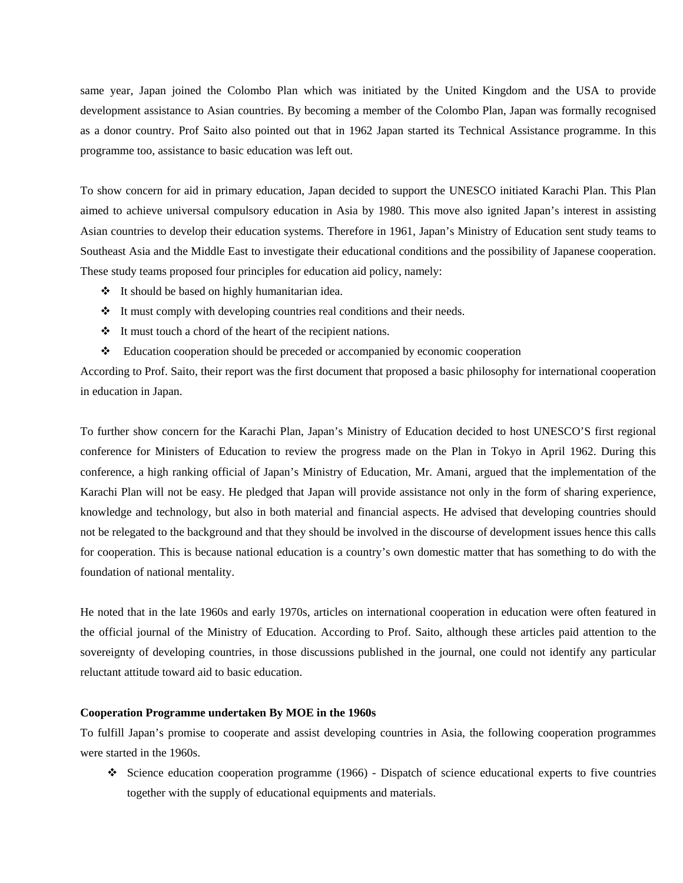same year, Japan joined the Colombo Plan which was initiated by the United Kingdom and the USA to provide development assistance to Asian countries. By becoming a member of the Colombo Plan, Japan was formally recognised as a donor country. Prof Saito also pointed out that in 1962 Japan started its Technical Assistance programme. In this programme too, assistance to basic education was left out.

To show concern for aid in primary education, Japan decided to support the UNESCO initiated Karachi Plan. This Plan aimed to achieve universal compulsory education in Asia by 1980. This move also ignited Japan's interest in assisting Asian countries to develop their education systems. Therefore in 1961, Japan's Ministry of Education sent study teams to Southeast Asia and the Middle East to investigate their educational conditions and the possibility of Japanese cooperation. These study teams proposed four principles for education aid policy, namely:

- It should be based on highly humanitarian idea.
- It must comply with developing countries real conditions and their needs.
- It must touch a chord of the heart of the recipient nations.
- Education cooperation should be preceded or accompanied by economic cooperation

According to Prof. Saito, their report was the first document that proposed a basic philosophy for international cooperation in education in Japan.

To further show concern for the Karachi Plan, Japan's Ministry of Education decided to host UNESCO'S first regional conference for Ministers of Education to review the progress made on the Plan in Tokyo in April 1962. During this conference, a high ranking official of Japan's Ministry of Education, Mr. Amani, argued that the implementation of the Karachi Plan will not be easy. He pledged that Japan will provide assistance not only in the form of sharing experience, knowledge and technology, but also in both material and financial aspects. He advised that developing countries should not be relegated to the background and that they should be involved in the discourse of development issues hence this calls for cooperation. This is because national education is a country's own domestic matter that has something to do with the foundation of national mentality.

He noted that in the late 1960s and early 1970s, articles on international cooperation in education were often featured in the official journal of the Ministry of Education. According to Prof. Saito, although these articles paid attention to the sovereignty of developing countries, in those discussions published in the journal, one could not identify any particular reluctant attitude toward aid to basic education.

**Cooperation Programme undertaken By MOE in the 1960s**

To fulfill Japan's promise to cooperate and assist developing countries in Asia, the following cooperation programmes were started in the 1960s.

- Science education cooperation programme (1966) - Dispatch of science educational experts to five countries together with the supply of educational equipments and materials.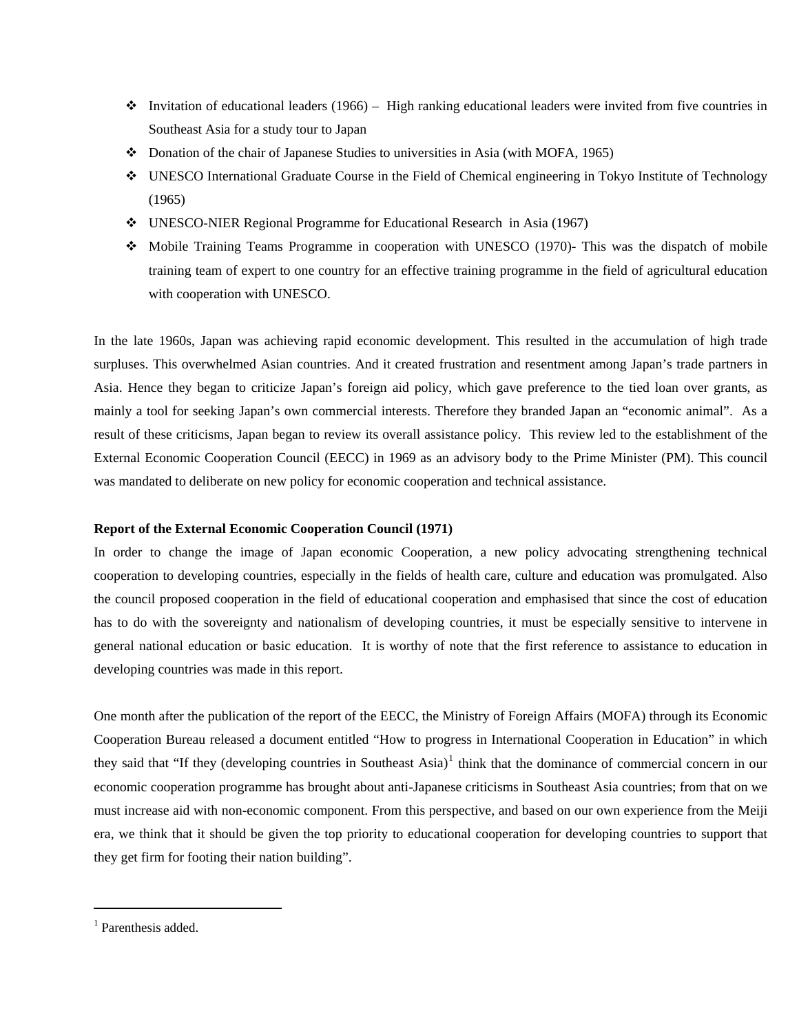- Invitation of educational leaders (1966) – High ranking educational leaders were invited from five countries in Southeast Asia for a study tour to Japan
- Donation of the chair of Japanese Studies to universities in Asia (with MOFA, 1965)
- UNESCO International Graduate Course in the Field of Chemical engineering in Tokyo Institute of Technology (1965)
- UNESCO-NIER Regional Programme for Educational Research in Asia (1967)
- Mobile Training Teams Programme in cooperation with UNESCO (1970)- This was the dispatch of mobile training team of expert to one country for an effective training programme in the field of agricultural education with cooperation with UNESCO.

In the late 1960s, Japan was achieving rapid economic development. This resulted in the accumulation of high trade surpluses. This overwhelmed Asian countries. And it created frustration and resentment among Japan's trade partners in Asia. Hence they began to criticize Japan's foreign aid policy, which gave preference to the tied loan over grants, as mainly a tool for seeking Japan's own commercial interests. Therefore they branded Japan an "economic animal". As a result of these criticisms, Japan began to review its overall assistance policy. This review led to the establishment of the External Economic Cooperation Council (EECC) in 1969 as an advisory body to the Prime Minister (PM). This council was mandated to deliberate on new policy for economic cooperation and technical assistance.

**Report of the External Economic Cooperation Council (1971)**

In order to change the image of Japan economic Cooperation, a new policy advocating strengthening technical cooperation to developing countries, especially in the fields of health care, culture and education was promulgated. Also the council proposed cooperation in the field of educational cooperation and emphasised that since the cost of education has to do with the sovereignty and nationalism of developing countries, it must be especially sensitive to intervene in general national education or basic education. It is worthy of note that the first reference to assistance to education in developing countries was made in this report.

One month after the publication of the report of the EECC, the Ministry of Foreign Affairs (MOFA) through its Economic Cooperation Bureau released a document entitled "How to progress in International Cooperation in Education" in which they said that "If they (developing countries in Southeast Asia)[1] think that the dominance of commercial concern in our economic cooperation programme has brought about anti-Japanese criticisms in Southeast Asia countries; from that on we must increase aid with non-economic component. From this perspective, and based on our own experience from the Meiji era, we think that it should be given the top priority to educational cooperation for developing countries to support that they get firm for footing their nation building".

[1] Parenthesis added.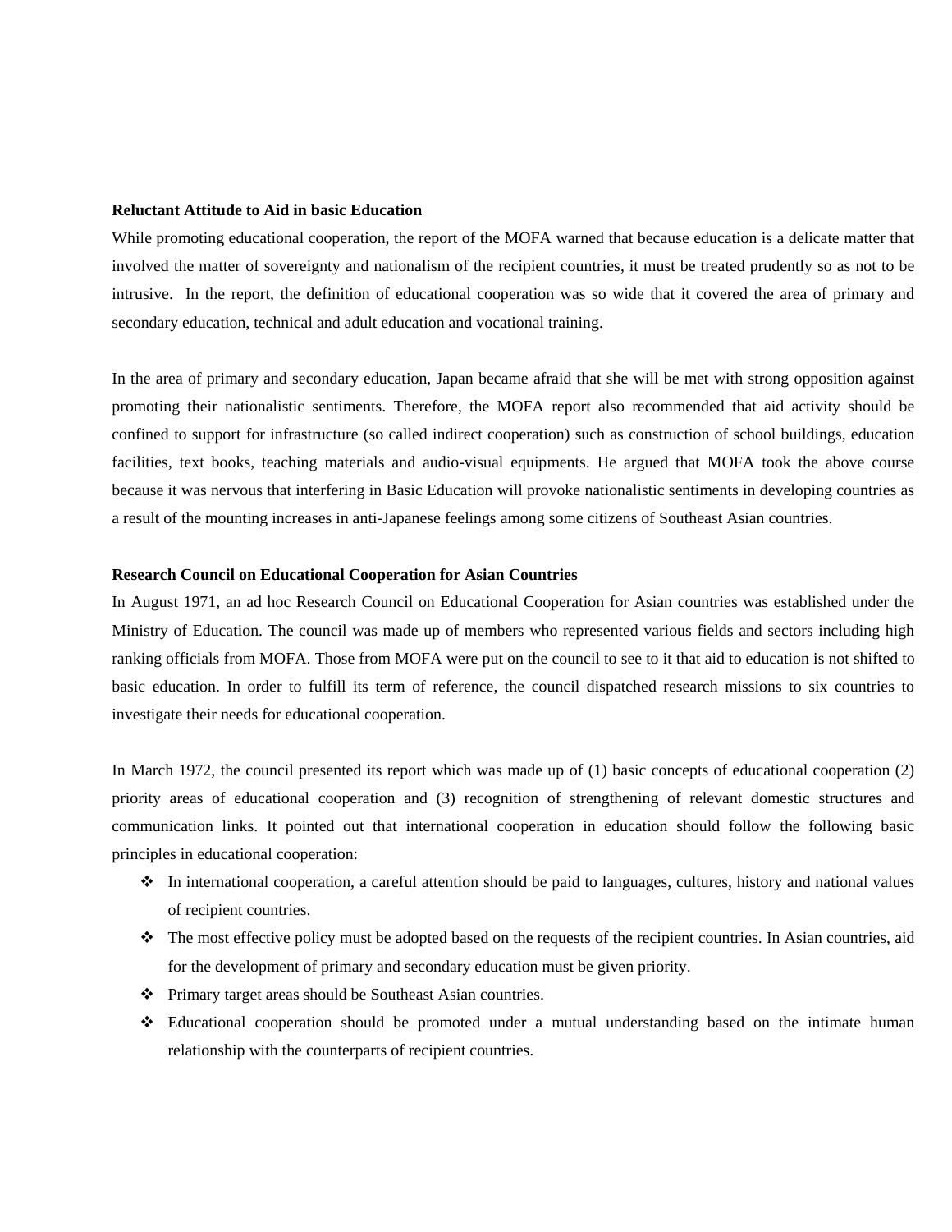### Reluctant Attitude to Aid in basic Education

While promoting educational cooperation, the report of the MOFA warned that because education is a delicate matter that involved the matter of sovereignty and nationalism of the recipient countries, it must be treated prudently so as not to be intrusive. In the report, the definition of educational cooperation was so wide that it covered the area of primary and secondary education, technical and adult education and vocational training.

In the area of primary and secondary education, Japan became afraid that she will be met with strong opposition against promoting their nationalistic sentiments. Therefore, the MOFA report also recommended that aid activity should be confined to support for infrastructure (so called indirect cooperation) such as construction of school buildings, education facilities, text books, teaching materials and audio-visual equipments. He argued that MOFA took the above course because it was nervous that interfering in Basic Education will provoke nationalistic sentiments in developing countries as a result of the mounting increases in anti-Japanese feelings among some citizens of Southeast Asian countries.

### Research Council on Educational Cooperation for Asian Countries

In August 1971, an ad hoc Research Council on Educational Cooperation for Asian countries was established under the Ministry of Education. The council was made up of members who represented various fields and sectors including high ranking officials from MOFA. Those from MOFA were put on the council to see to it that aid to education is not shifted to basic education. In order to fulfill its term of reference, the council dispatched research missions to six countries to investigate their needs for educational cooperation.

In March 1972, the council presented its report which was made up of (1) basic concepts of educational cooperation (2) priority areas of educational cooperation and (3) recognition of strengthening of relevant domestic structures and communication links. It pointed out that international cooperation in education should follow the following basic principles in educational cooperation:

- In international cooperation, a careful attention should be paid to languages, cultures, history and national values of recipient countries.
- The most effective policy must be adopted based on the requests of the recipient countries. In Asian countries, aid for the development of primary and secondary education must be given priority.
- Primary target areas should be Southeast Asian countries.
- Educational cooperation should be promoted under a mutual understanding based on the intimate human relationship with the counterparts of recipient countries.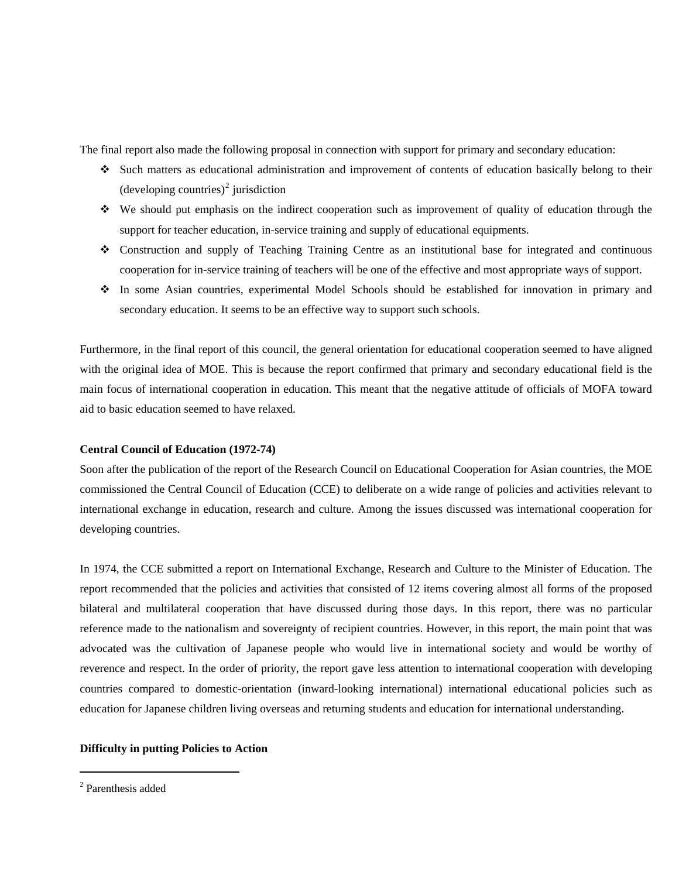The final report also made the following proposal in connection with support for primary and secondary education:

- Such matters as educational administration and improvement of contents of education basically belong to their (developing countries)[2] jurisdiction
- We should put emphasis on the indirect cooperation such as improvement of quality of education through the support for teacher education, in-service training and supply of educational equipments.
- Construction and supply of Teaching Training Centre as an institutional base for integrated and continuous cooperation for in-service training of teachers will be one of the effective and most appropriate ways of support.
- In some Asian countries, experimental Model Schools should be established for innovation in primary and secondary education. It seems to be an effective way to support such schools.

Furthermore, in the final report of this council, the general orientation for educational cooperation seemed to have aligned with the original idea of MOE. This is because the report confirmed that primary and secondary educational field is the main focus of international cooperation in education. This meant that the negative attitude of officials of MOFA toward aid to basic education seemed to have relaxed.

**Central Council of Education (1972-74)**

Soon after the publication of the report of the Research Council on Educational Cooperation for Asian countries, the MOE commissioned the Central Council of Education (CCE) to deliberate on a wide range of policies and activities relevant to international exchange in education, research and culture. Among the issues discussed was international cooperation for developing countries.

In 1974, the CCE submitted a report on International Exchange, Research and Culture to the Minister of Education. The report recommended that the policies and activities that consisted of 12 items covering almost all forms of the proposed bilateral and multilateral cooperation that have discussed during those days. In this report, there was no particular reference made to the nationalism and sovereignty of recipient countries. However, in this report, the main point that was advocated was the cultivation of Japanese people who would live in international society and would be worthy of reverence and respect. In the order of priority, the report gave less attention to international cooperation with developing countries compared to domestic-orientation (inward-looking international) international educational policies such as education for Japanese children living overseas and returning students and education for international understanding.

**Difficulty in putting Policies to Action**

[2] Parenthesis added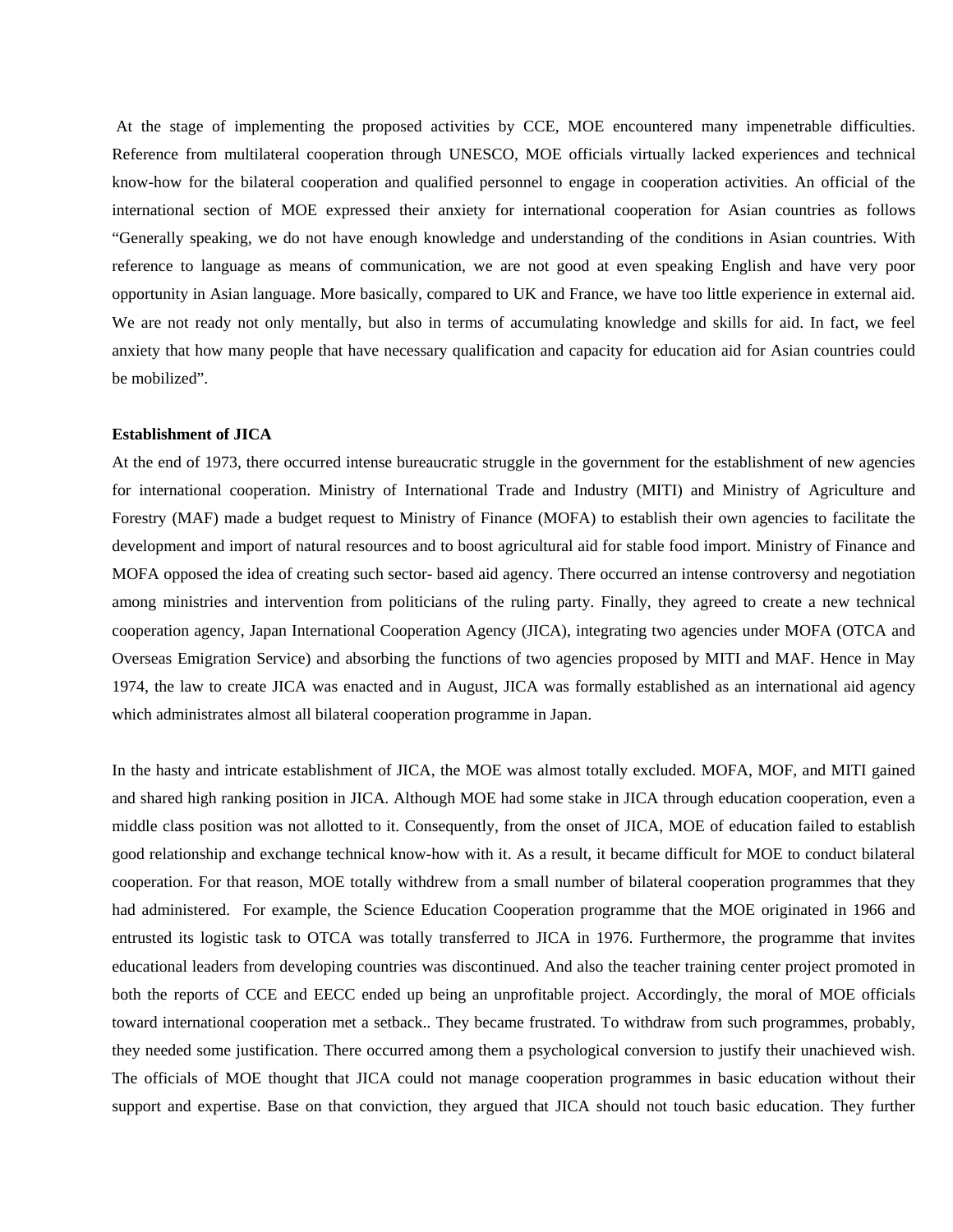At the stage of implementing the proposed activities by CCE, MOE encountered many impenetrable difficulties. Reference from multilateral cooperation through UNESCO, MOE officials virtually lacked experiences and technical know-how for the bilateral cooperation and qualified personnel to engage in cooperation activities. An official of the international section of MOE expressed their anxiety for international cooperation for Asian countries as follows "Generally speaking, we do not have enough knowledge and understanding of the conditions in Asian countries. With reference to language as means of communication, we are not good at even speaking English and have very poor opportunity in Asian language. More basically, compared to UK and France, we have too little experience in external aid. We are not ready not only mentally, but also in terms of accumulating knowledge and skills for aid. In fact, we feel anxiety that how many people that have necessary qualification and capacity for education aid for Asian countries could be mobilized".

**Establishment of JICA**

At the end of 1973, there occurred intense bureaucratic struggle in the government for the establishment of new agencies for international cooperation. Ministry of International Trade and Industry (MITI) and Ministry of Agriculture and Forestry (MAF) made a budget request to Ministry of Finance (MOFA) to establish their own agencies to facilitate the development and import of natural resources and to boost agricultural aid for stable food import. Ministry of Finance and MOFA opposed the idea of creating such sector- based aid agency. There occurred an intense controversy and negotiation among ministries and intervention from politicians of the ruling party. Finally, they agreed to create a new technical cooperation agency, Japan International Cooperation Agency (JICA), integrating two agencies under MOFA (OTCA and Overseas Emigration Service) and absorbing the functions of two agencies proposed by MITI and MAF. Hence in May 1974, the law to create JICA was enacted and in August, JICA was formally established as an international aid agency which administrates almost all bilateral cooperation programme in Japan.

In the hasty and intricate establishment of JICA, the MOE was almost totally excluded. MOFA, MOF, and MITI gained and shared high ranking position in JICA. Although MOE had some stake in JICA through education cooperation, even a middle class position was not allotted to it. Consequently, from the onset of JICA, MOE of education failed to establish good relationship and exchange technical know-how with it. As a result, it became difficult for MOE to conduct bilateral cooperation. For that reason, MOE totally withdrew from a small number of bilateral cooperation programmes that they had administered. For example, the Science Education Cooperation programme that the MOE originated in 1966 and entrusted its logistic task to OTCA was totally transferred to JICA in 1976. Furthermore, the programme that invites educational leaders from developing countries was discontinued. And also the teacher training center project promoted in both the reports of CCE and EECC ended up being an unprofitable project. Accordingly, the moral of MOE officials toward international cooperation met a setback.. They became frustrated. To withdraw from such programmes, probably, they needed some justification. There occurred among them a psychological conversion to justify their unachieved wish. The officials of MOE thought that JICA could not manage cooperation programmes in basic education without their support and expertise. Base on that conviction, they argued that JICA should not touch basic education. They further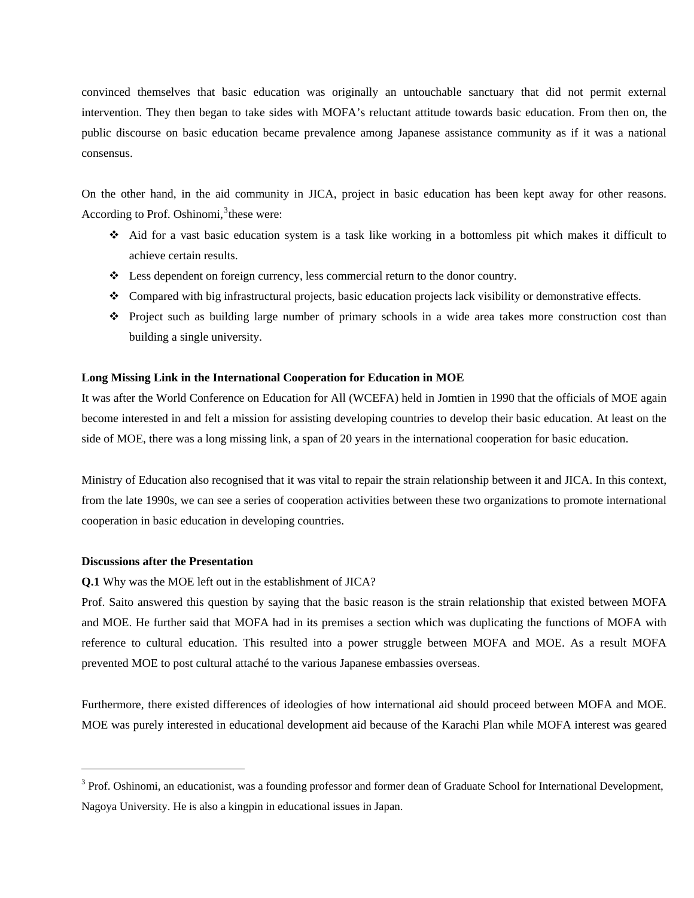convinced themselves that basic education was originally an untouchable sanctuary that did not permit external intervention. They then began to take sides with MOFA's reluctant attitude towards basic education. From then on, the public discourse on basic education became prevalence among Japanese assistance community as if it was a national consensus.

On the other hand, in the aid community in JICA, project in basic education has been kept away for other reasons. According to Prof. Oshinomi,[3] these were:

- Aid for a vast basic education system is a task like working in a bottomless pit which makes it difficult to achieve certain results.
- Less dependent on foreign currency, less commercial return to the donor country.
- Compared with big infrastructural projects, basic education projects lack visibility or demonstrative effects.
- Project such as building large number of primary schools in a wide area takes more construction cost than building a single university.

**Long Missing Link in the International Cooperation for Education in MOE**

It was after the World Conference on Education for All (WCEFA) held in Jomtien in 1990 that the officials of MOE again become interested in and felt a mission for assisting developing countries to develop their basic education. At least on the side of MOE, there was a long missing link, a span of 20 years in the international cooperation for basic education.

Ministry of Education also recognised that it was vital to repair the strain relationship between it and JICA. In this context, from the late 1990s, we can see a series of cooperation activities between these two organizations to promote international cooperation in basic education in developing countries.

**Discussions after the Presentation**

**Q.1** Why was the MOE left out in the establishment of JICA?

Prof. Saito answered this question by saying that the basic reason is the strain relationship that existed between MOFA and MOE. He further said that MOFA had in its premises a section which was duplicating the functions of MOFA with reference to cultural education. This resulted into a power struggle between MOFA and MOE. As a result MOFA prevented MOE to post cultural attaché to the various Japanese embassies overseas.

Furthermore, there existed differences of ideologies of how international aid should proceed between MOFA and MOE. MOE was purely interested in educational development aid because of the Karachi Plan while MOFA interest was geared

---

[3] Prof. Oshinomi, an educationist, was a founding professor and former dean of Graduate School for International Development, Nagoya University. He is also a kingpin in educational issues in Japan.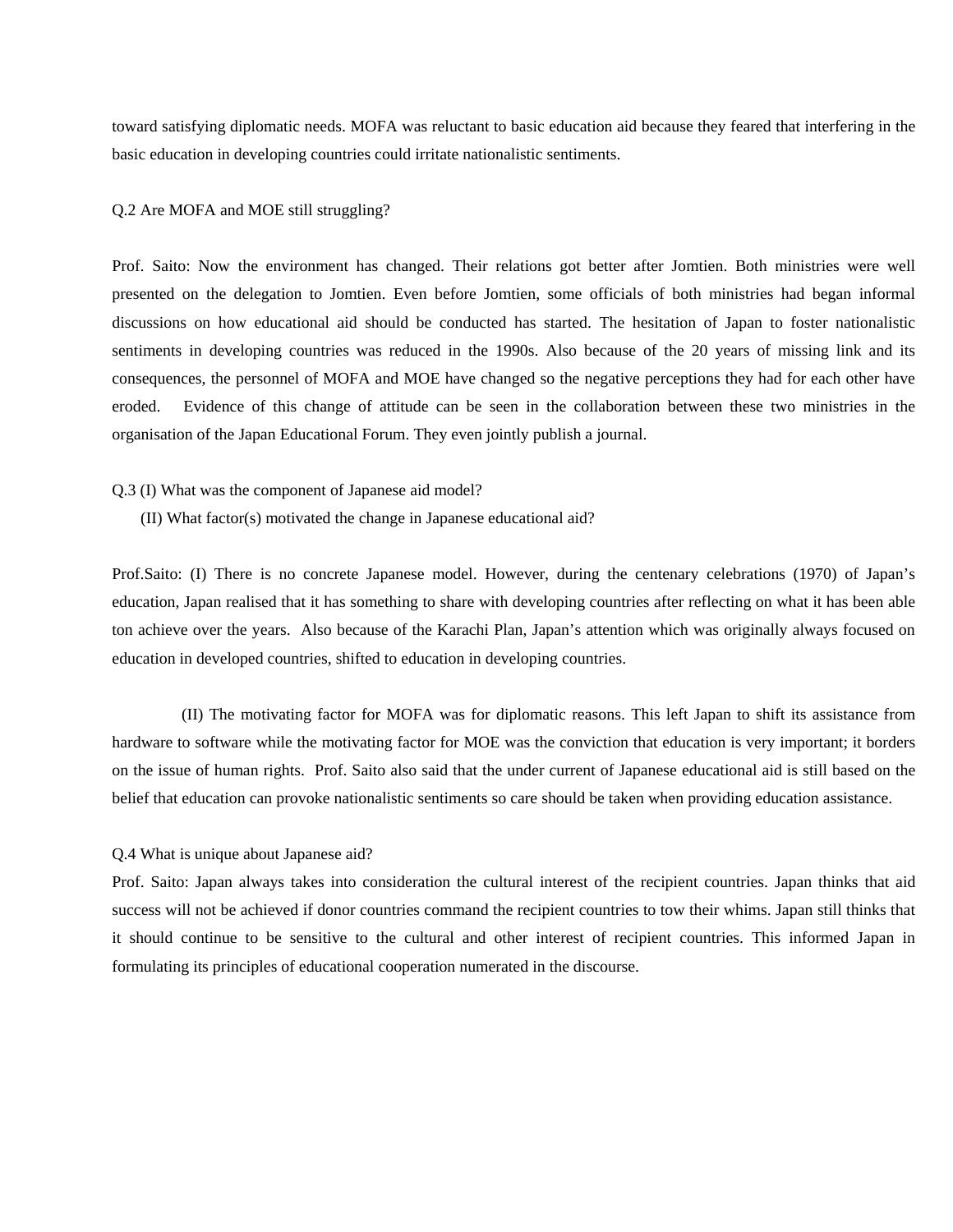toward satisfying diplomatic needs. MOFA was reluctant to basic education aid because they feared that interfering in the basic education in developing countries could irritate nationalistic sentiments.

Q.2 Are MOFA and MOE still struggling?

Prof. Saito: Now the environment has changed. Their relations got better after Jomtien. Both ministries were well presented on the delegation to Jomtien. Even before Jomtien, some officials of both ministries had began informal discussions on how educational aid should be conducted has started. The hesitation of Japan to foster nationalistic sentiments in developing countries was reduced in the 1990s. Also because of the 20 years of missing link and its consequences, the personnel of MOFA and MOE have changed so the negative perceptions they had for each other have eroded. Evidence of this change of attitude can be seen in the collaboration between these two ministries in the organisation of the Japan Educational Forum. They even jointly publish a journal.

Q.3 (I) What was the component of Japanese aid model?

(II) What factor(s) motivated the change in Japanese educational aid?

Prof.Saito: (I) There is no concrete Japanese model. However, during the centenary celebrations (1970) of Japan's education, Japan realised that it has something to share with developing countries after reflecting on what it has been able ton achieve over the years. Also because of the Karachi Plan, Japan's attention which was originally always focused on education in developed countries, shifted to education in developing countries.

(II) The motivating factor for MOFA was for diplomatic reasons. This left Japan to shift its assistance from hardware to software while the motivating factor for MOE was the conviction that education is very important; it borders on the issue of human rights. Prof. Saito also said that the under current of Japanese educational aid is still based on the belief that education can provoke nationalistic sentiments so care should be taken when providing education assistance.

Q.4 What is unique about Japanese aid?

Prof. Saito: Japan always takes into consideration the cultural interest of the recipient countries. Japan thinks that aid success will not be achieved if donor countries command the recipient countries to tow their whims. Japan still thinks that it should continue to be sensitive to the cultural and other interest of recipient countries. This informed Japan in formulating its principles of educational cooperation numerated in the discourse.